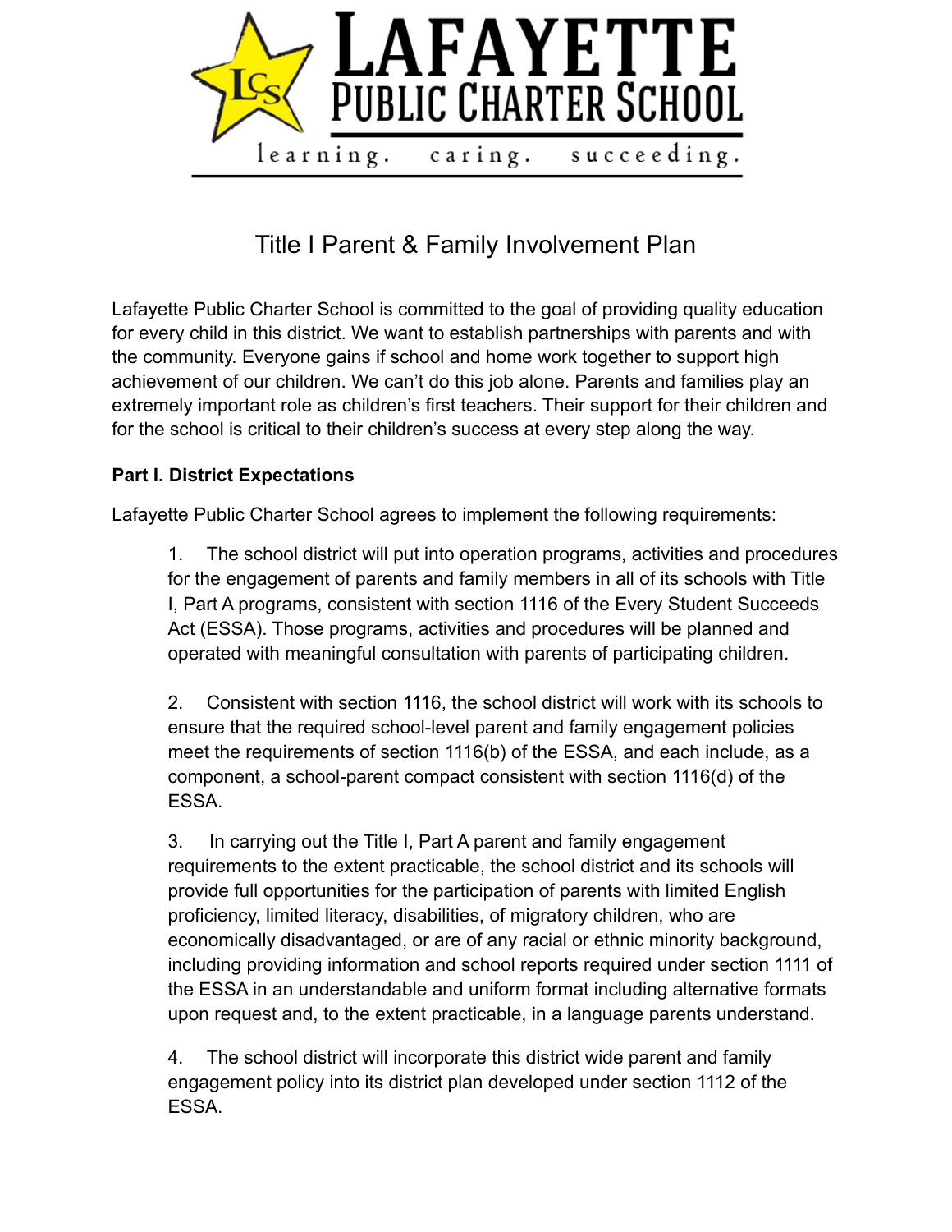# LAFAYETTE PUBLIC CHARTER SCHOOL

learning. caring. succeeding.

## Title I Parent & Family Involvement Plan

Lafayette Public Charter School is committed to the goal of providing quality education for every child in this district. We want to establish partnerships with parents and with the community. Everyone gains if school and home work together to support high achievement of our children. We can't do this job alone. Parents and families play an extremely important role as children's first teachers. Their support for their children and for the school is critical to their children's success at every step along the way.

**Part I. District Expectations**

Lafayette Public Charter School agrees to implement the following requirements:

1. The school district will put into operation programs, activities and procedures for the engagement of parents and family members in all of its schools with Title I, Part A programs, consistent with section 1116 of the Every Student Succeeds Act (ESSA). Those programs, activities and procedures will be planned and operated with meaningful consultation with parents of participating children.

2. Consistent with section 1116, the school district will work with its schools to ensure that the required school-level parent and family engagement policies meet the requirements of section 1116(b) of the ESSA, and each include, as a component, a school-parent compact consistent with section 1116(d) of the ESSA.

3. In carrying out the Title I, Part A parent and family engagement requirements to the extent practicable, the school district and its schools will provide full opportunities for the participation of parents with limited English proficiency, limited literacy, disabilities, of migratory children, who are economically disadvantaged, or are of any racial or ethnic minority background, including providing information and school reports required under section 1111 of the ESSA in an understandable and uniform format including alternative formats upon request and, to the extent practicable, in a language parents understand.

4. The school district will incorporate this district wide parent and family engagement policy into its district plan developed under section 1112 of the ESSA.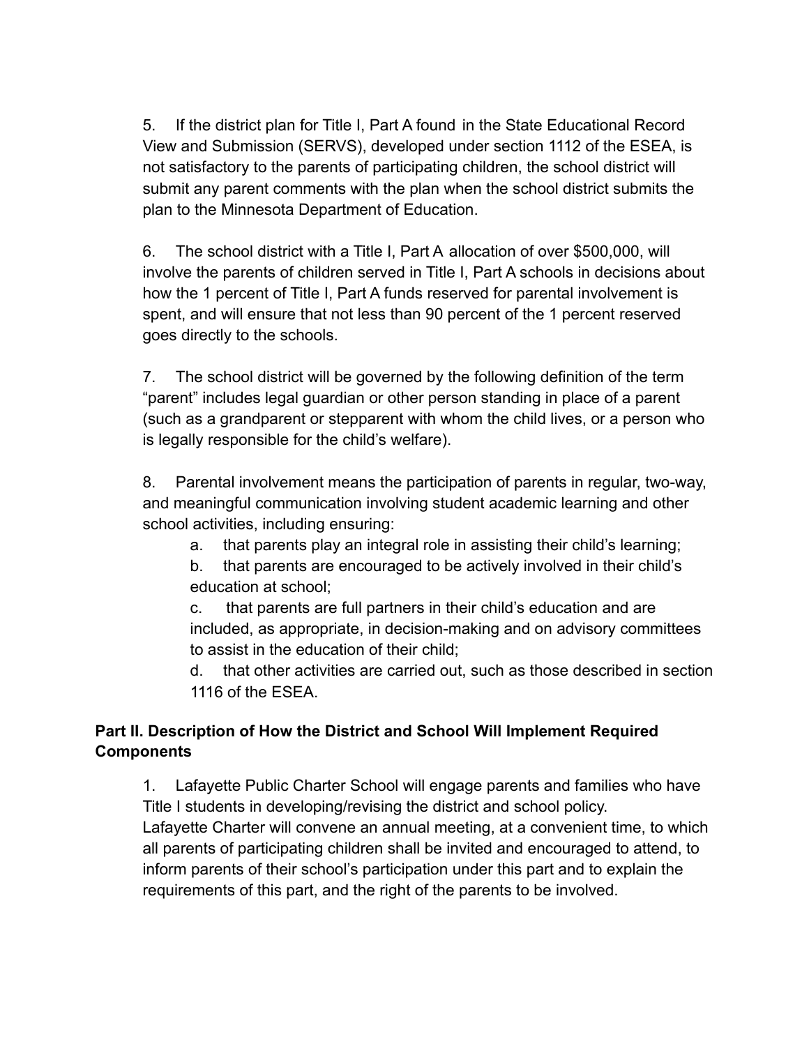5. If the district plan for Title I, Part A found in the State Educational Record View and Submission (SERVS), developed under section 1112 of the ESEA, is not satisfactory to the parents of participating children, the school district will submit any parent comments with the plan when the school district submits the plan to the Minnesota Department of Education.

6. The school district with a Title I, Part A allocation of over $500,000, will involve the parents of children served in Title I, Part A schools in decisions about how the 1 percent of Title I, Part A funds reserved for parental involvement is spent, and will ensure that not less than 90 percent of the 1 percent reserved goes directly to the schools.

7. The school district will be governed by the following definition of the term “parent” includes legal guardian or other person standing in place of a parent (such as a grandparent or stepparent with whom the child lives, or a person who is legally responsible for the child’s welfare).

8. Parental involvement means the participation of parents in regular, two-way, and meaningful communication involving student academic learning and other school activities, including ensuring:

   a. that parents play an integral role in assisting their child’s learning;

   b. that parents are encouraged to be actively involved in their child’s education at school;

   c. that parents are full partners in their child’s education and are included, as appropriate, in decision-making and on advisory committees to assist in the education of their child;

   d. that other activities are carried out, such as those described in section 1116 of the ESEA.

**Part II. Description of How the District and School Will Implement Required Components**

1. Lafayette Public Charter School will engage parents and families who have Title I students in developing/revising the district and school policy.
Lafayette Charter will convene an annual meeting, at a convenient time, to which all parents of participating children shall be invited and encouraged to attend, to inform parents of their school’s participation under this part and to explain the requirements of this part, and the right of the parents to be involved.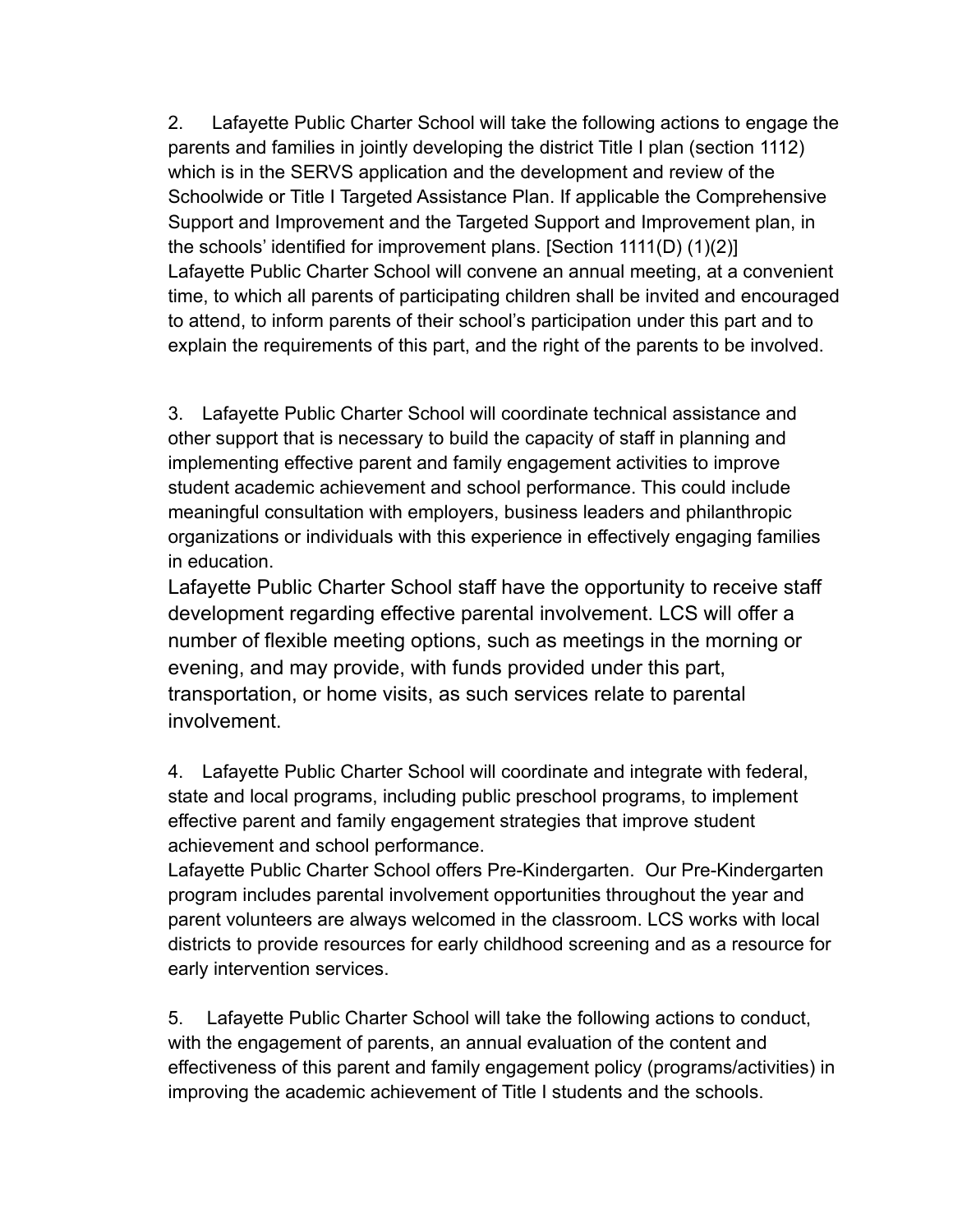2. Lafayette Public Charter School will take the following actions to engage the parents and families in jointly developing the district Title I plan (section 1112) which is in the SERVS application and the development and review of the Schoolwide or Title I Targeted Assistance Plan. If applicable the Comprehensive Support and Improvement and the Targeted Support and Improvement plan, in the schools' identified for improvement plans. [Section 1111(D) (1)(2)]
Lafayette Public Charter School will convene an annual meeting, at a convenient time, to which all parents of participating children shall be invited and encouraged to attend, to inform parents of their school's participation under this part and to explain the requirements of this part, and the right of the parents to be involved.

3. Lafayette Public Charter School will coordinate technical assistance and other support that is necessary to build the capacity of staff in planning and implementing effective parent and family engagement activities to improve student academic achievement and school performance. This could include meaningful consultation with employers, business leaders and philanthropic organizations or individuals with this experience in effectively engaging families in education.
Lafayette Public Charter School staff have the opportunity to receive staff development regarding effective parental involvement. LCS will offer a number of flexible meeting options, such as meetings in the morning or evening, and may provide, with funds provided under this part, transportation, or home visits, as such services relate to parental involvement.

4. Lafayette Public Charter School will coordinate and integrate with federal, state and local programs, including public preschool programs, to implement effective parent and family engagement strategies that improve student achievement and school performance.
Lafayette Public Charter School offers Pre-Kindergarten. Our Pre-Kindergarten program includes parental involvement opportunities throughout the year and parent volunteers are always welcomed in the classroom. LCS works with local districts to provide resources for early childhood screening and as a resource for early intervention services.

5. Lafayette Public Charter School will take the following actions to conduct, with the engagement of parents, an annual evaluation of the content and effectiveness of this parent and family engagement policy (programs/activities) in improving the academic achievement of Title I students and the schools.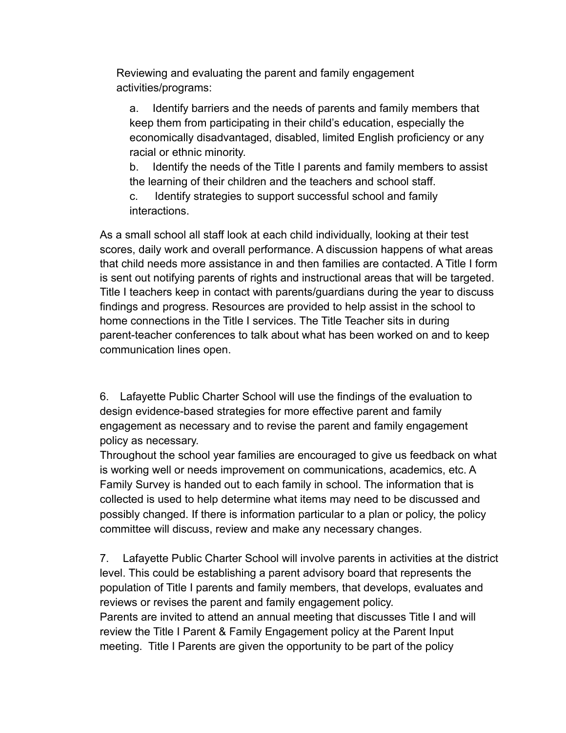Reviewing and evaluating the parent and family engagement activities/programs:

a. Identify barriers and the needs of parents and family members that keep them from participating in their child's education, especially the economically disadvantaged, disabled, limited English proficiency or any racial or ethnic minority.

b. Identify the needs of the Title I parents and family members to assist the learning of their children and the teachers and school staff.

c. Identify strategies to support successful school and family interactions.

As a small school all staff look at each child individually, looking at their test scores, daily work and overall performance. A discussion happens of what areas that child needs more assistance in and then families are contacted. A Title I form is sent out notifying parents of rights and instructional areas that will be targeted. Title I teachers keep in contact with parents/guardians during the year to discuss findings and progress. Resources are provided to help assist in the school to home connections in the Title I services. The Title Teacher sits in during parent-teacher conferences to talk about what has been worked on and to keep communication lines open.

6. Lafayette Public Charter School will use the findings of the evaluation to design evidence-based strategies for more effective parent and family engagement as necessary and to revise the parent and family engagement policy as necessary.
Throughout the school year families are encouraged to give us feedback on what is working well or needs improvement on communications, academics, etc. A Family Survey is handed out to each family in school. The information that is collected is used to help determine what items may need to be discussed and possibly changed. If there is information particular to a plan or policy, the policy committee will discuss, review and make any necessary changes.

7. Lafayette Public Charter School will involve parents in activities at the district level. This could be establishing a parent advisory board that represents the population of Title I parents and family members, that develops, evaluates and reviews or revises the parent and family engagement policy.
Parents are invited to attend an annual meeting that discusses Title I and will review the Title I Parent & Family Engagement policy at the Parent Input meeting. Title I Parents are given the opportunity to be part of the policy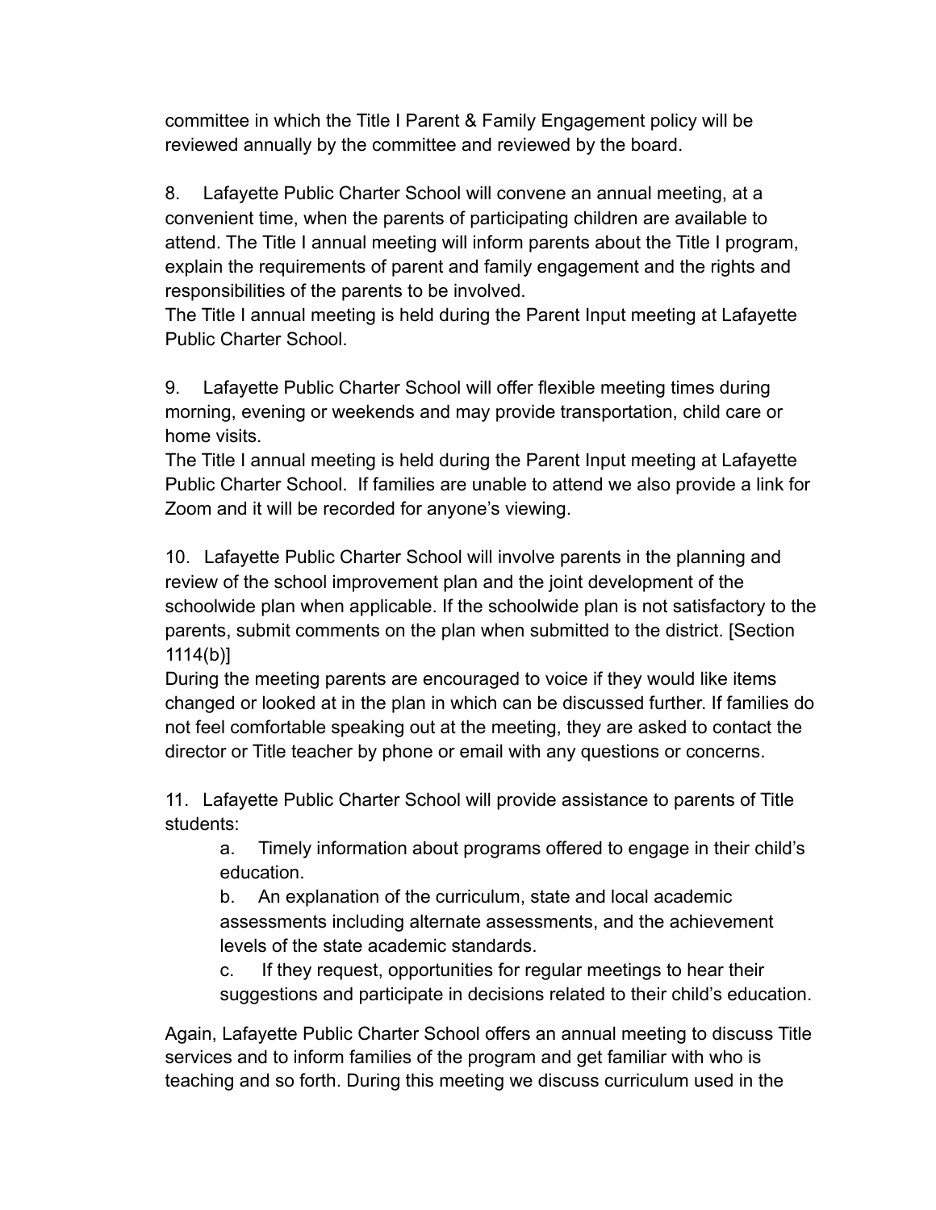committee in which the Title I Parent & Family Engagement policy will be reviewed annually by the committee and reviewed by the board.

8. Lafayette Public Charter School will convene an annual meeting, at a convenient time, when the parents of participating children are available to attend. The Title I annual meeting will inform parents about the Title I program, explain the requirements of parent and family engagement and the rights and responsibilities of the parents to be involved.
The Title I annual meeting is held during the Parent Input meeting at Lafayette Public Charter School.

9. Lafayette Public Charter School will offer flexible meeting times during morning, evening or weekends and may provide transportation, child care or home visits.
The Title I annual meeting is held during the Parent Input meeting at Lafayette Public Charter School. If families are unable to attend we also provide a link for Zoom and it will be recorded for anyone's viewing.

10. Lafayette Public Charter School will involve parents in the planning and review of the school improvement plan and the joint development of the schoolwide plan when applicable. If the schoolwide plan is not satisfactory to the parents, submit comments on the plan when submitted to the district. [Section 1114(b)]
During the meeting parents are encouraged to voice if they would like items changed or looked at in the plan in which can be discussed further. If families do not feel comfortable speaking out at the meeting, they are asked to contact the director or Title teacher by phone or email with any questions or concerns.

11. Lafayette Public Charter School will provide assistance to parents of Title students:

  a. Timely information about programs offered to engage in their child's education.

  b. An explanation of the curriculum, state and local academic assessments including alternate assessments, and the achievement levels of the state academic standards.

  c. If they request, opportunities for regular meetings to hear their suggestions and participate in decisions related to their child's education.

Again, Lafayette Public Charter School offers an annual meeting to discuss Title services and to inform families of the program and get familiar with who is teaching and so forth. During this meeting we discuss curriculum used in the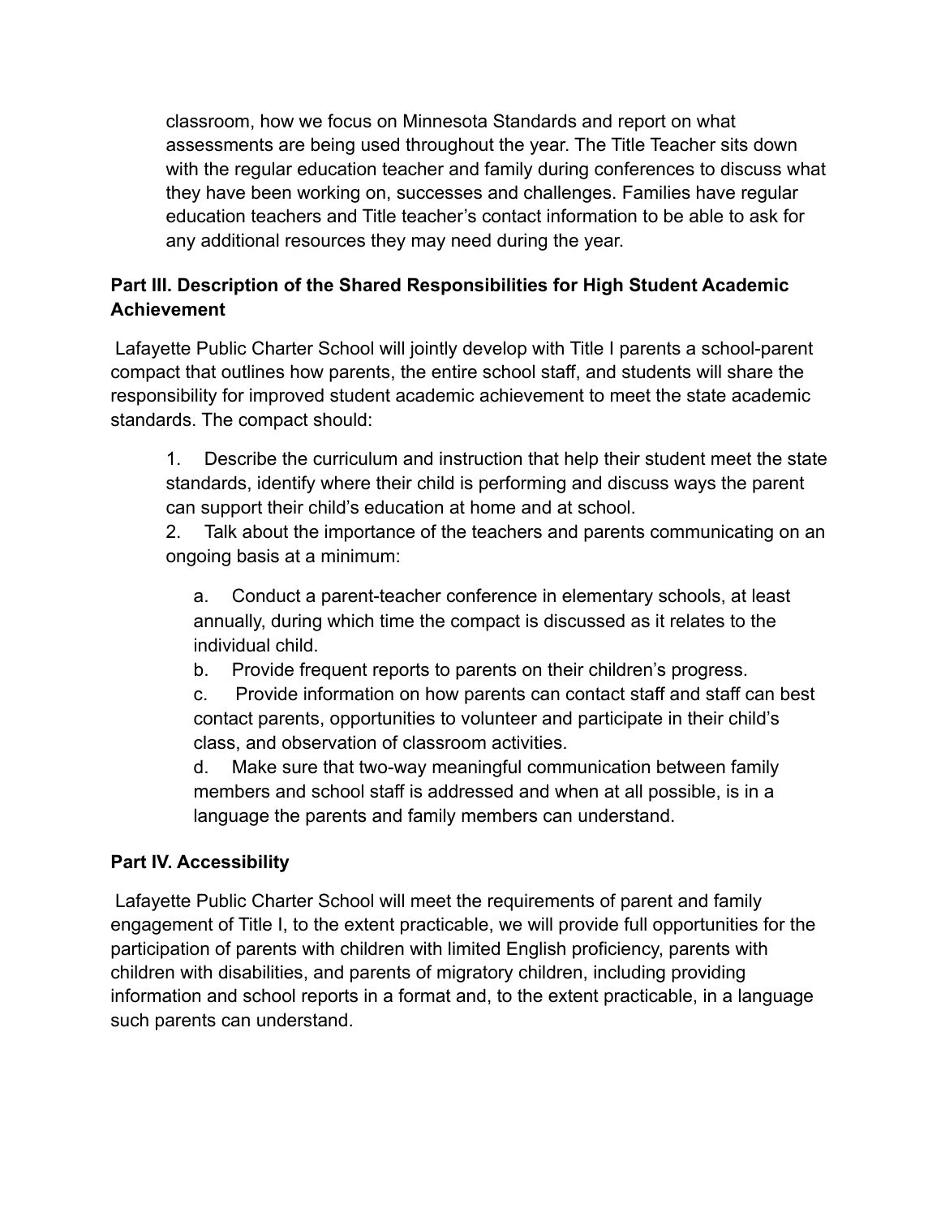classroom, how we focus on Minnesota Standards and report on what assessments are being used throughout the year. The Title Teacher sits down with the regular education teacher and family during conferences to discuss what they have been working on, successes and challenges. Families have regular education teachers and Title teacher's contact information to be able to ask for any additional resources they may need during the year.

**Part III. Description of the Shared Responsibilities for High Student Academic Achievement**

Lafayette Public Charter School will jointly develop with Title I parents a school-parent compact that outlines how parents, the entire school staff, and students will share the responsibility for improved student academic achievement to meet the state academic standards. The compact should:

1. Describe the curriculum and instruction that help their student meet the state standards, identify where their child is performing and discuss ways the parent can support their child's education at home and at school.
2. Talk about the importance of the teachers and parents communicating on an ongoing basis at a minimum:
    a. Conduct a parent-teacher conference in elementary schools, at least annually, during which time the compact is discussed as it relates to the individual child.
    b. Provide frequent reports to parents on their children's progress.
    c. Provide information on how parents can contact staff and staff can best contact parents, opportunities to volunteer and participate in their child's class, and observation of classroom activities.
    d. Make sure that two-way meaningful communication between family members and school staff is addressed and when at all possible, is in a language the parents and family members can understand.

**Part IV. Accessibility**

Lafayette Public Charter School will meet the requirements of parent and family engagement of Title I, to the extent practicable, we will provide full opportunities for the participation of parents with children with limited English proficiency, parents with children with disabilities, and parents of migratory children, including providing information and school reports in a format and, to the extent practicable, in a language such parents can understand.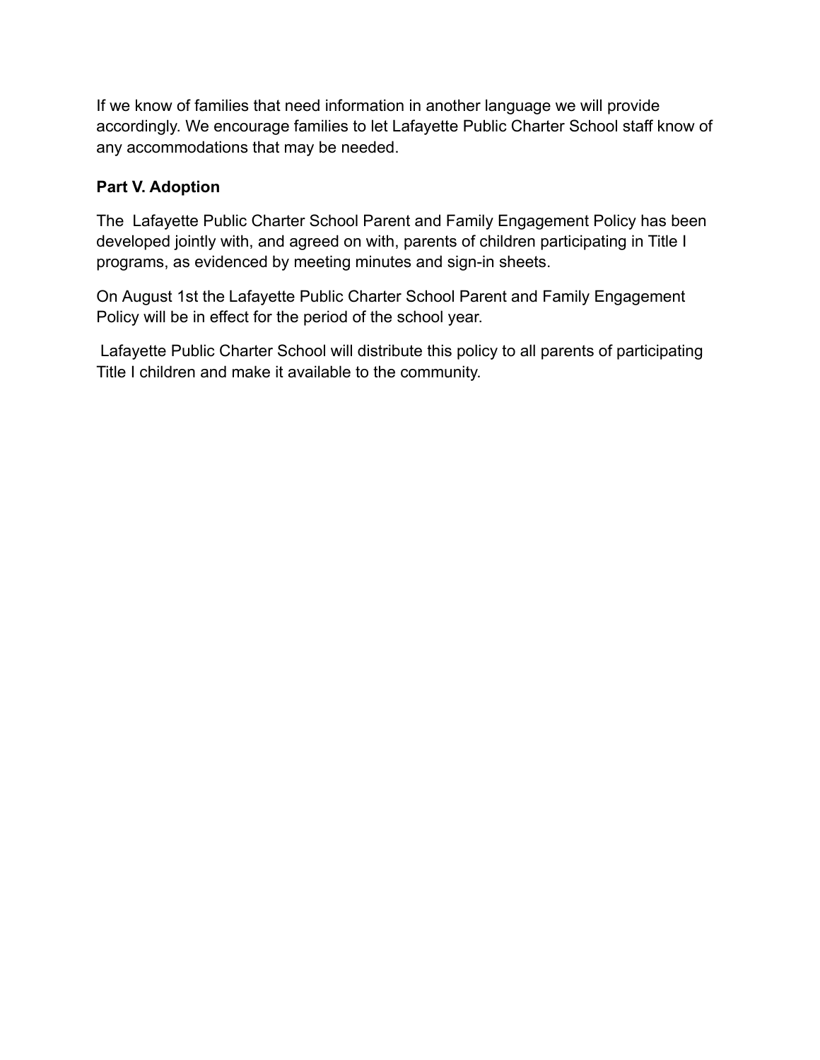If we know of families that need information in another language we will provide accordingly. We encourage families to let Lafayette Public Charter School staff know of any accommodations that may be needed.

**Part V. Adoption**

The Lafayette Public Charter School Parent and Family Engagement Policy has been developed jointly with, and agreed on with, parents of children participating in Title I programs, as evidenced by meeting minutes and sign-in sheets.

On August 1st the Lafayette Public Charter School Parent and Family Engagement Policy will be in effect for the period of the school year.

Lafayette Public Charter School will distribute this policy to all parents of participating Title I children and make it available to the community.